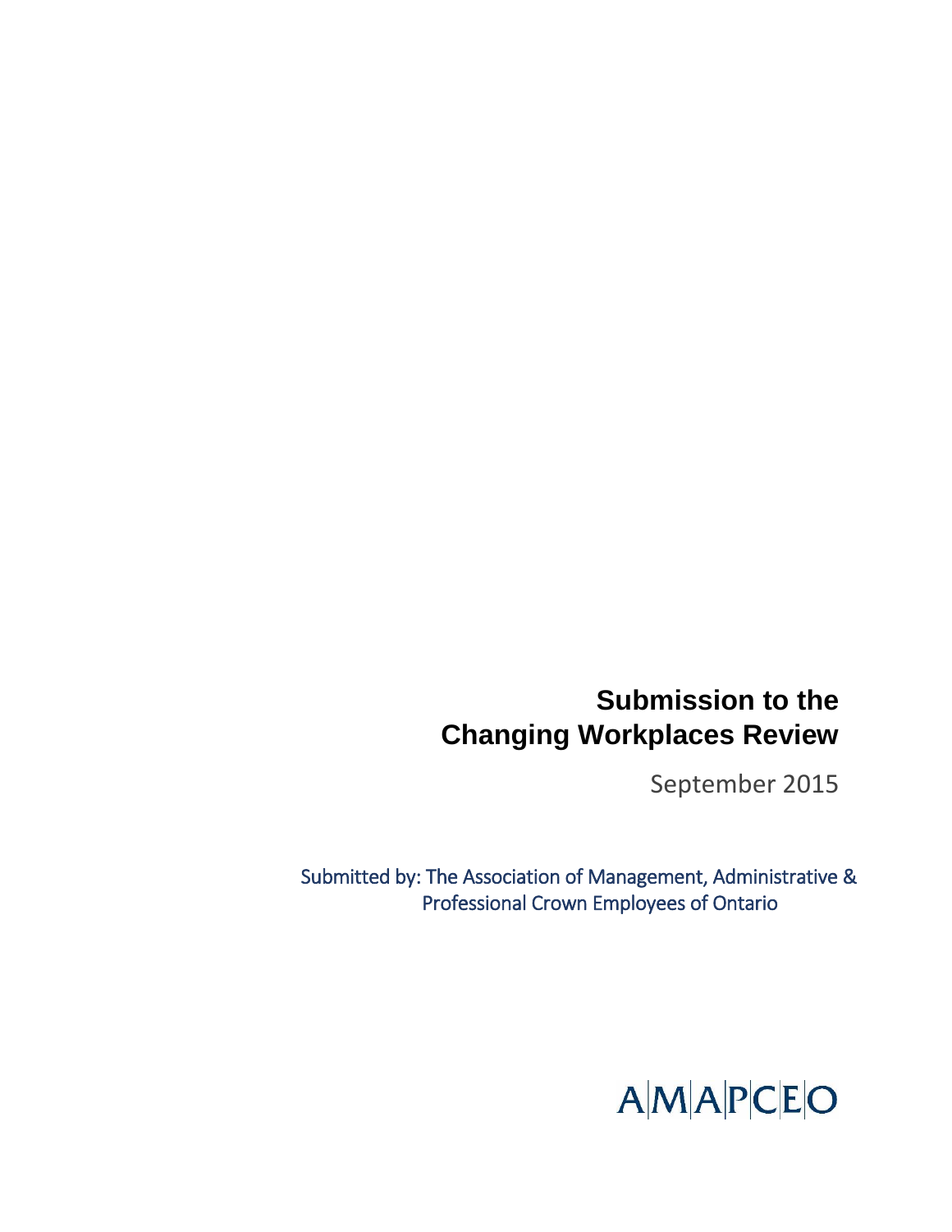# Submission to the Changing Workplaces Review

September 2015

Submitted by: The Association of Management, Administrative & Professional Crown Employees of Ontario

AMAPCEO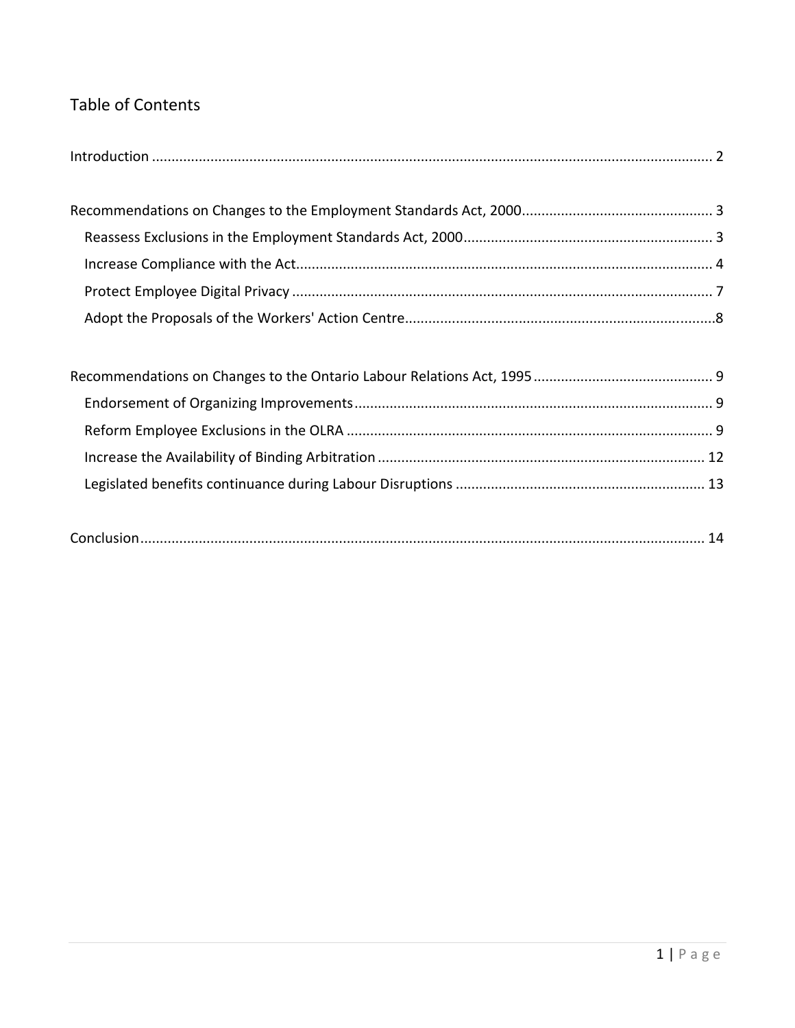## Table of Contents

Introduction ........................................................................................................................................ 2

Recommendations on Changes to the Employment Standards Act, 2000 ................................................ 3
- Reassess Exclusions in the Employment Standards Act, 2000 ............................................................... 3
- Increase Compliance with the Act .......................................................................................................... 4
- Protect Employee Digital Privacy ........................................................................................................... 7
- Adopt the Proposals of the Workers' Action Centre ..............................................................................8

Recommendations on Changes to the Ontario Labour Relations Act, 1995 .............................................. 9
- Endorsement of Organizing Improvements ........................................................................................... 9
- Reform Employee Exclusions in the OLRA ............................................................................................. 9
- Increase the Availability of Binding Arbitration .................................................................................... 12
- Legislated benefits continuance during Labour Disruptions ................................................................ 13

Conclusion ........................................................................................................................................ 14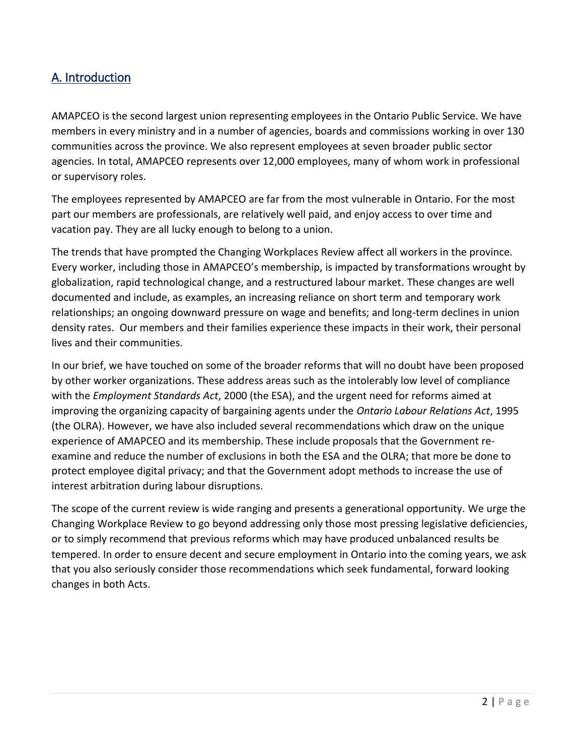## A. Introduction

AMAPCEO is the second largest union representing employees in the Ontario Public Service. We have members in every ministry and in a number of agencies, boards and commissions working in over 130 communities across the province. We also represent employees at seven broader public sector agencies. In total, AMAPCEO represents over 12,000 employees, many of whom work in professional or supervisory roles.

The employees represented by AMAPCEO are far from the most vulnerable in Ontario. For the most part our members are professionals, are relatively well paid, and enjoy access to over time and vacation pay. They are all lucky enough to belong to a union.

The trends that have prompted the Changing Workplaces Review affect all workers in the province. Every worker, including those in AMAPCEO's membership, is impacted by transformations wrought by globalization, rapid technological change, and a restructured labour market. These changes are well documented and include, as examples, an increasing reliance on short term and temporary work relationships; an ongoing downward pressure on wage and benefits; and long-term declines in union density rates. Our members and their families experience these impacts in their work, their personal lives and their communities.

In our brief, we have touched on some of the broader reforms that will no doubt have been proposed by other worker organizations. These address areas such as the intolerably low level of compliance with the *Employment Standards Act*, 2000 (the ESA), and the urgent need for reforms aimed at improving the organizing capacity of bargaining agents under the *Ontario Labour Relations Act*, 1995 (the OLRA). However, we have also included several recommendations which draw on the unique experience of AMAPCEO and its membership. These include proposals that the Government re-examine and reduce the number of exclusions in both the ESA and the OLRA; that more be done to protect employee digital privacy; and that the Government adopt methods to increase the use of interest arbitration during labour disruptions.

The scope of the current review is wide ranging and presents a generational opportunity. We urge the Changing Workplace Review to go beyond addressing only those most pressing legislative deficiencies, or to simply recommend that previous reforms which may have produced unbalanced results be tempered. In order to ensure decent and secure employment in Ontario into the coming years, we ask that you also seriously consider those recommendations which seek fundamental, forward looking changes in both Acts.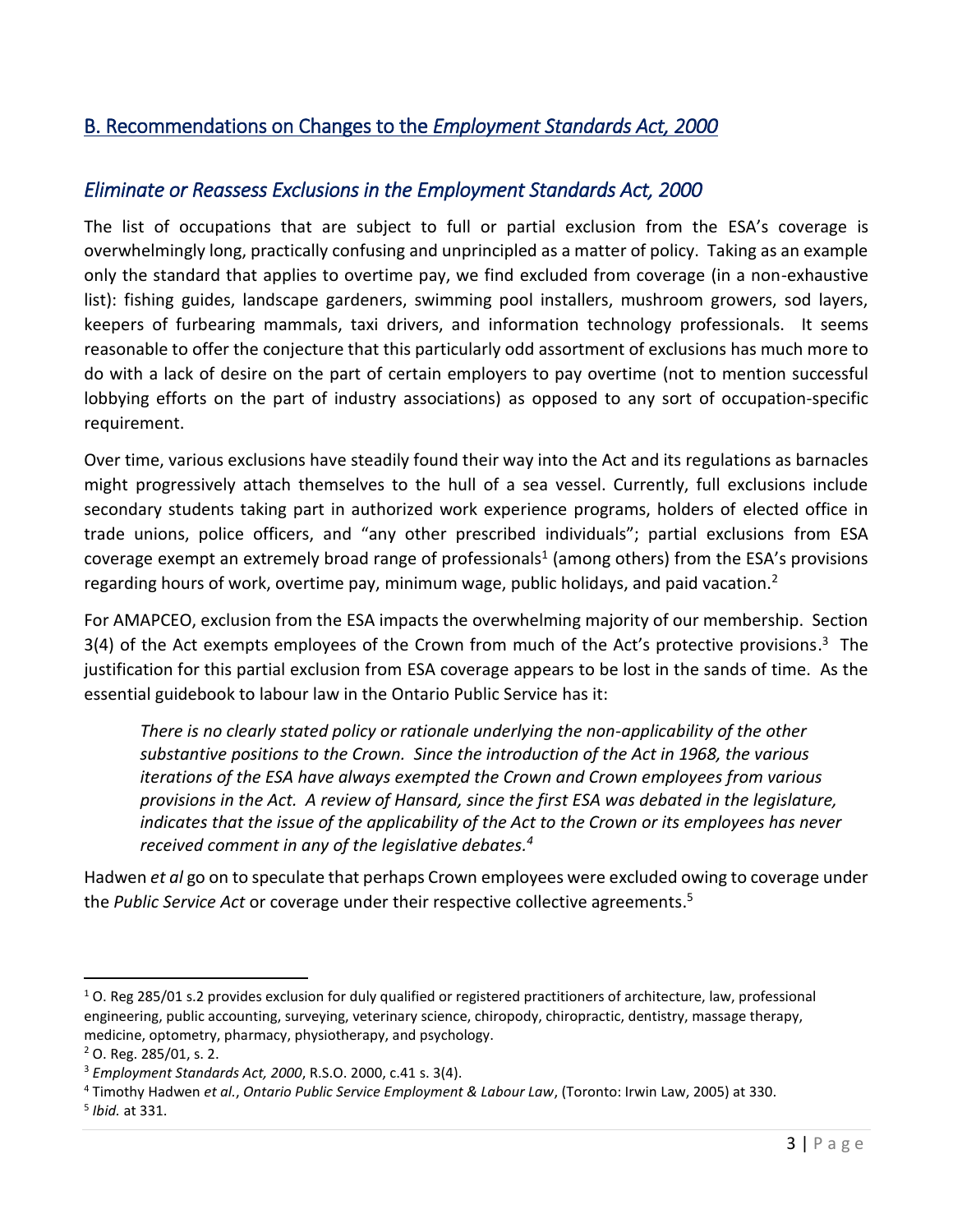## B. Recommendations on Changes to the *Employment Standards Act, 2000*

### *Eliminate or Reassess Exclusions in the Employment Standards Act, 2000*

The list of occupations that are subject to full or partial exclusion from the ESA's coverage is overwhelmingly long, practically confusing and unprincipled as a matter of policy. Taking as an example only the standard that applies to overtime pay, we find excluded from coverage (in a non-exhaustive list): fishing guides, landscape gardeners, swimming pool installers, mushroom growers, sod layers, keepers of furbearing mammals, taxi drivers, and information technology professionals. It seems reasonable to offer the conjecture that this particularly odd assortment of exclusions has much more to do with a lack of desire on the part of certain employers to pay overtime (not to mention successful lobbying efforts on the part of industry associations) as opposed to any sort of occupation-specific requirement.

Over time, various exclusions have steadily found their way into the Act and its regulations as barnacles might progressively attach themselves to the hull of a sea vessel. Currently, full exclusions include secondary students taking part in authorized work experience programs, holders of elected office in trade unions, police officers, and "any other prescribed individuals"; partial exclusions from ESA coverage exempt an extremely broad range of professionals[1] (among others) from the ESA's provisions regarding hours of work, overtime pay, minimum wage, public holidays, and paid vacation.[2]

For AMAPCEO, exclusion from the ESA impacts the overwhelming majority of our membership. Section 3(4) of the Act exempts employees of the Crown from much of the Act's protective provisions.[3] The justification for this partial exclusion from ESA coverage appears to be lost in the sands of time. As the essential guidebook to labour law in the Ontario Public Service has it:

> *There is no clearly stated policy or rationale underlying the non-applicability of the other substantive positions to the Crown. Since the introduction of the Act in 1968, the various iterations of the ESA have always exempted the Crown and Crown employees from various provisions in the Act. A review of Hansard, since the first ESA was debated in the legislature, indicates that the issue of the applicability of the Act to the Crown or its employees has never received comment in any of the legislative debates.[4]*

Hadwen *et al* go on to speculate that perhaps Crown employees were excluded owing to coverage under the *Public Service Act* or coverage under their respective collective agreements.[5]

---

[1] O. Reg 285/01 s.2 provides exclusion for duly qualified or registered practitioners of architecture, law, professional engineering, public accounting, surveying, veterinary science, chiropody, chiropractic, dentistry, massage therapy, medicine, optometry, pharmacy, physiotherapy, and psychology.

[2] O. Reg. 285/01, s. 2.

[3] *Employment Standards Act, 2000*, R.S.O. 2000, c.41 s. 3(4).

[4] Timothy Hadwen *et al.*, *Ontario Public Service Employment & Labour Law*, (Toronto: Irwin Law, 2005) at 330.

[5] *Ibid.* at 331.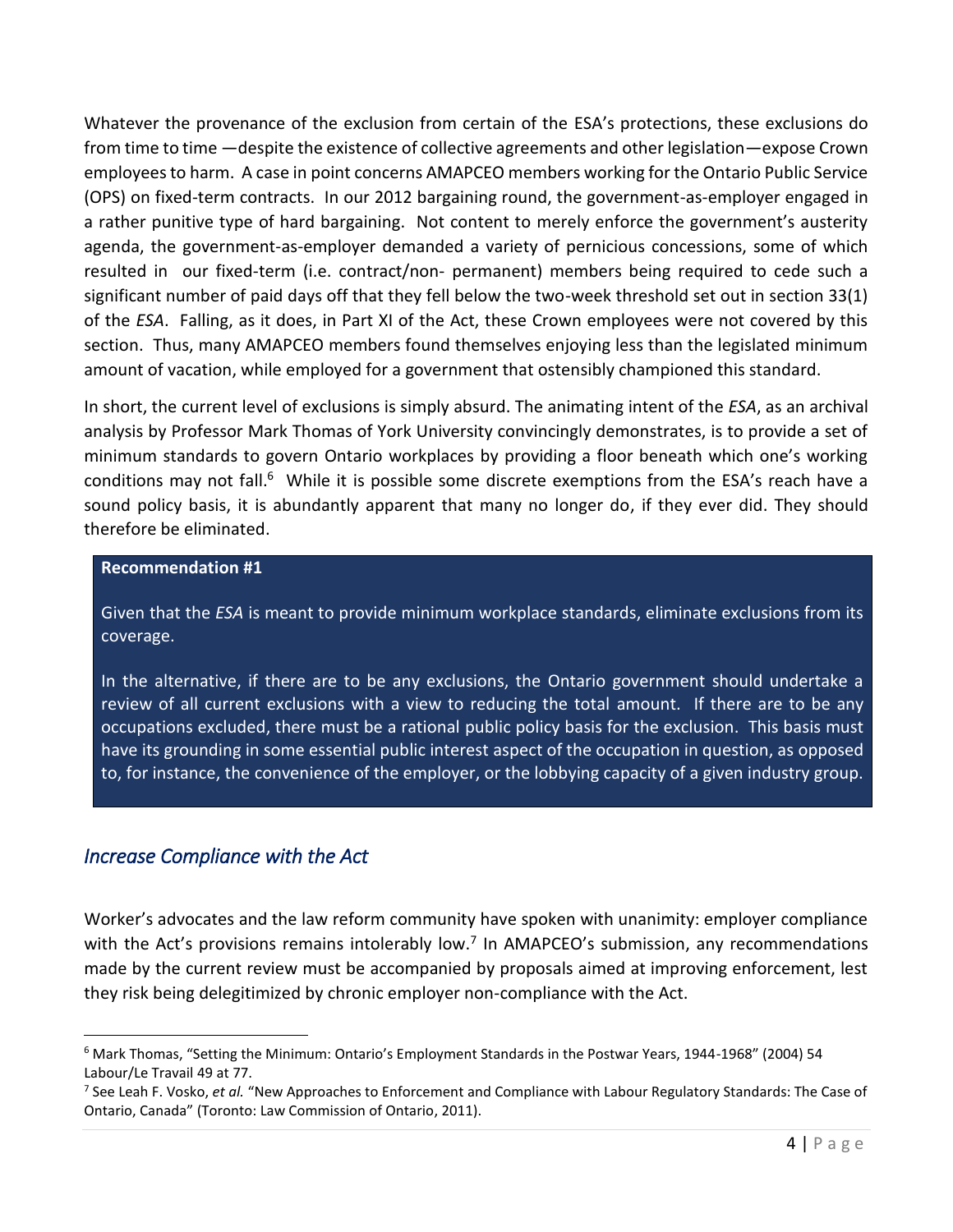Whatever the provenance of the exclusion from certain of the ESA's protections, these exclusions do from time to time —despite the existence of collective agreements and other legislation—expose Crown employees to harm. A case in point concerns AMAPCEO members working for the Ontario Public Service (OPS) on fixed-term contracts. In our 2012 bargaining round, the government-as-employer engaged in a rather punitive type of hard bargaining. Not content to merely enforce the government's austerity agenda, the government-as-employer demanded a variety of pernicious concessions, some of which resulted in our fixed-term (i.e. contract/non- permanent) members being required to cede such a significant number of paid days off that they fell below the two-week threshold set out in section 33(1) of the *ESA*. Falling, as it does, in Part XI of the Act, these Crown employees were not covered by this section. Thus, many AMAPCEO members found themselves enjoying less than the legislated minimum amount of vacation, while employed for a government that ostensibly championed this standard.

In short, the current level of exclusions is simply absurd. The animating intent of the *ESA*, as an archival analysis by Professor Mark Thomas of York University convincingly demonstrates, is to provide a set of minimum standards to govern Ontario workplaces by providing a floor beneath which one's working conditions may not fall.[6] While it is possible some discrete exemptions from the ESA's reach have a sound policy basis, it is abundantly apparent that many no longer do, if they ever did. They should therefore be eliminated.

> **Recommendation #1**
>
> Given that the *ESA* is meant to provide minimum workplace standards, eliminate exclusions from its coverage.
>
> In the alternative, if there are to be any exclusions, the Ontario government should undertake a review of all current exclusions with a view to reducing the total amount. If there are to be any occupations excluded, there must be a rational public policy basis for the exclusion. This basis must have its grounding in some essential public interest aspect of the occupation in question, as opposed to, for instance, the convenience of the employer, or the lobbying capacity of a given industry group.

## *Increase Compliance with the Act*

Worker's advocates and the law reform community have spoken with unanimity: employer compliance with the Act's provisions remains intolerably low.[7] In AMAPCEO's submission, any recommendations made by the current review must be accompanied by proposals aimed at improving enforcement, lest they risk being delegitimized by chronic employer non-compliance with the Act.

---

[6] Mark Thomas, "Setting the Minimum: Ontario's Employment Standards in the Postwar Years, 1944-1968" (2004) 54 Labour/Le Travail 49 at 77.

[7] See Leah F. Vosko, *et al.* "New Approaches to Enforcement and Compliance with Labour Regulatory Standards: The Case of Ontario, Canada" (Toronto: Law Commission of Ontario, 2011).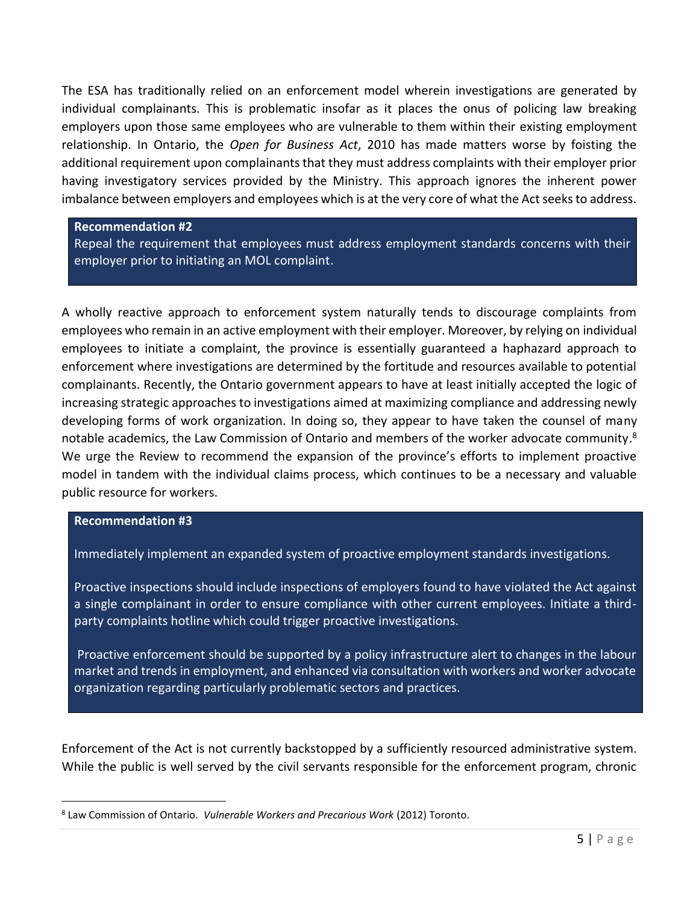The ESA has traditionally relied on an enforcement model wherein investigations are generated by individual complainants. This is problematic insofar as it places the onus of policing law breaking employers upon those same employees who are vulnerable to them within their existing employment relationship. In Ontario, the *Open for Business Act*, 2010 has made matters worse by foisting the additional requirement upon complainants that they must address complaints with their employer prior having investigatory services provided by the Ministry. This approach ignores the inherent power imbalance between employers and employees which is at the very core of what the Act seeks to address.

> **Recommendation #2**
>
> Repeal the requirement that employees must address employment standards concerns with their employer prior to initiating an MOL complaint.

A wholly reactive approach to enforcement system naturally tends to discourage complaints from employees who remain in an active employment with their employer. Moreover, by relying on individual employees to initiate a complaint, the province is essentially guaranteed a haphazard approach to enforcement where investigations are determined by the fortitude and resources available to potential complainants. Recently, the Ontario government appears to have at least initially accepted the logic of increasing strategic approaches to investigations aimed at maximizing compliance and addressing newly developing forms of work organization. In doing so, they appear to have taken the counsel of many notable academics, the Law Commission of Ontario and members of the worker advocate community.[8] We urge the Review to recommend the expansion of the province's efforts to implement proactive model in tandem with the individual claims process, which continues to be a necessary and valuable public resource for workers.

> **Recommendation #3**
>
> Immediately implement an expanded system of proactive employment standards investigations.
>
> Proactive inspections should include inspections of employers found to have violated the Act against a single complainant in order to ensure compliance with other current employees. Initiate a third-party complaints hotline which could trigger proactive investigations.
>
> Proactive enforcement should be supported by a policy infrastructure alert to changes in the labour market and trends in employment, and enhanced via consultation with workers and worker advocate organization regarding particularly problematic sectors and practices.

Enforcement of the Act is not currently backstopped by a sufficiently resourced administrative system. While the public is well served by the civil servants responsible for the enforcement program, chronic

---

[8] Law Commission of Ontario. *Vulnerable Workers and Precarious Work* (2012) Toronto.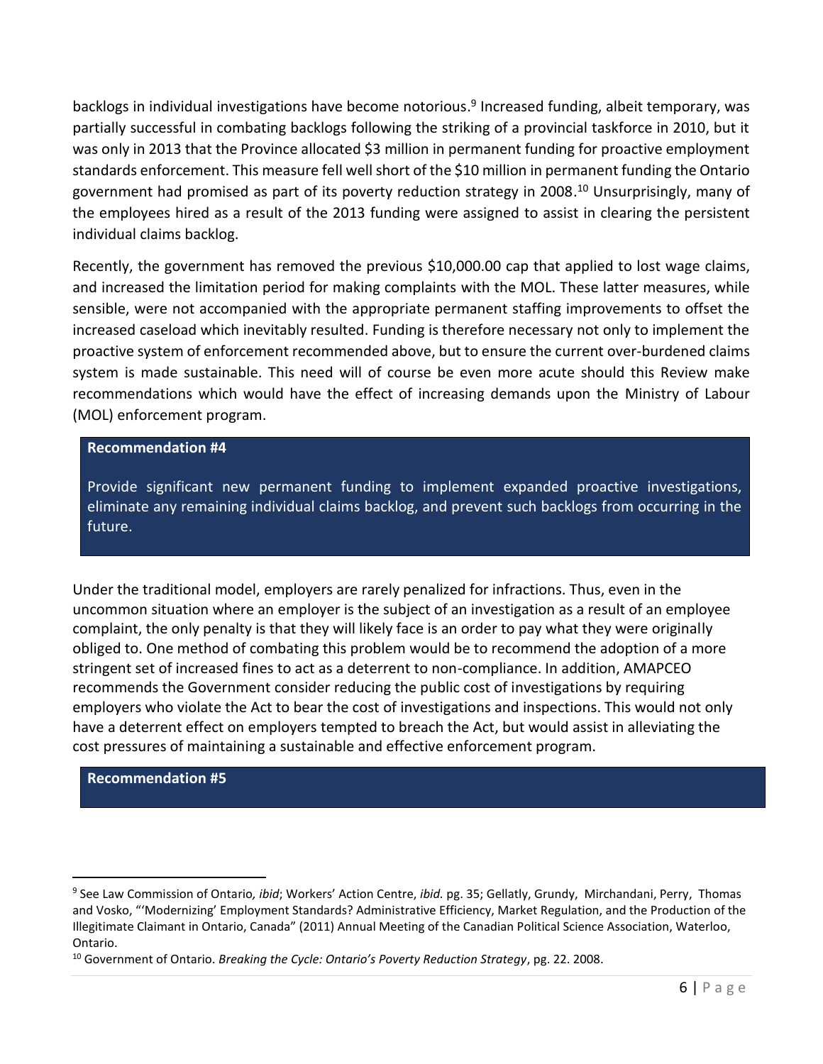backlogs in individual investigations have become notorious.[9] Increased funding, albeit temporary, was partially successful in combating backlogs following the striking of a provincial taskforce in 2010, but it was only in 2013 that the Province allocated $3 million in permanent funding for proactive employment standards enforcement. This measure fell well short of the $10 million in permanent funding the Ontario government had promised as part of its poverty reduction strategy in 2008.[10] Unsurprisingly, many of the employees hired as a result of the 2013 funding were assigned to assist in clearing the persistent individual claims backlog.

Recently, the government has removed the previous $10,000.00 cap that applied to lost wage claims, and increased the limitation period for making complaints with the MOL. These latter measures, while sensible, were not accompanied with the appropriate permanent staffing improvements to offset the increased caseload which inevitably resulted. Funding is therefore necessary not only to implement the proactive system of enforcement recommended above, but to ensure the current over-burdened claims system is made sustainable. This need will of course be even more acute should this Review make recommendations which would have the effect of increasing demands upon the Ministry of Labour (MOL) enforcement program.

**Recommendation #4**

Provide significant new permanent funding to implement expanded proactive investigations, eliminate any remaining individual claims backlog, and prevent such backlogs from occurring in the future.

Under the traditional model, employers are rarely penalized for infractions. Thus, even in the uncommon situation where an employer is the subject of an investigation as a result of an employee complaint, the only penalty is that they will likely face is an order to pay what they were originally obliged to. One method of combating this problem would be to recommend the adoption of a more stringent set of increased fines to act as a deterrent to non-compliance. In addition, AMAPCEO recommends the Government consider reducing the public cost of investigations by requiring employers who violate the Act to bear the cost of investigations and inspections. This would not only have a deterrent effect on employers tempted to breach the Act, but would assist in alleviating the cost pressures of maintaining a sustainable and effective enforcement program.

**Recommendation #5**

---

[9] See Law Commission of Ontario*, ibid*; Workers' Action Centre, *ibid.* pg. 35; Gellatly, Grundy, Mirchandani, Perry, Thomas and Vosko, "'Modernizing' Employment Standards? Administrative Efficiency, Market Regulation, and the Production of the Illegitimate Claimant in Ontario, Canada" (2011) Annual Meeting of the Canadian Political Science Association, Waterloo, Ontario.

[10] Government of Ontario. *Breaking the Cycle: Ontario's Poverty Reduction Strategy*, pg. 22. 2008.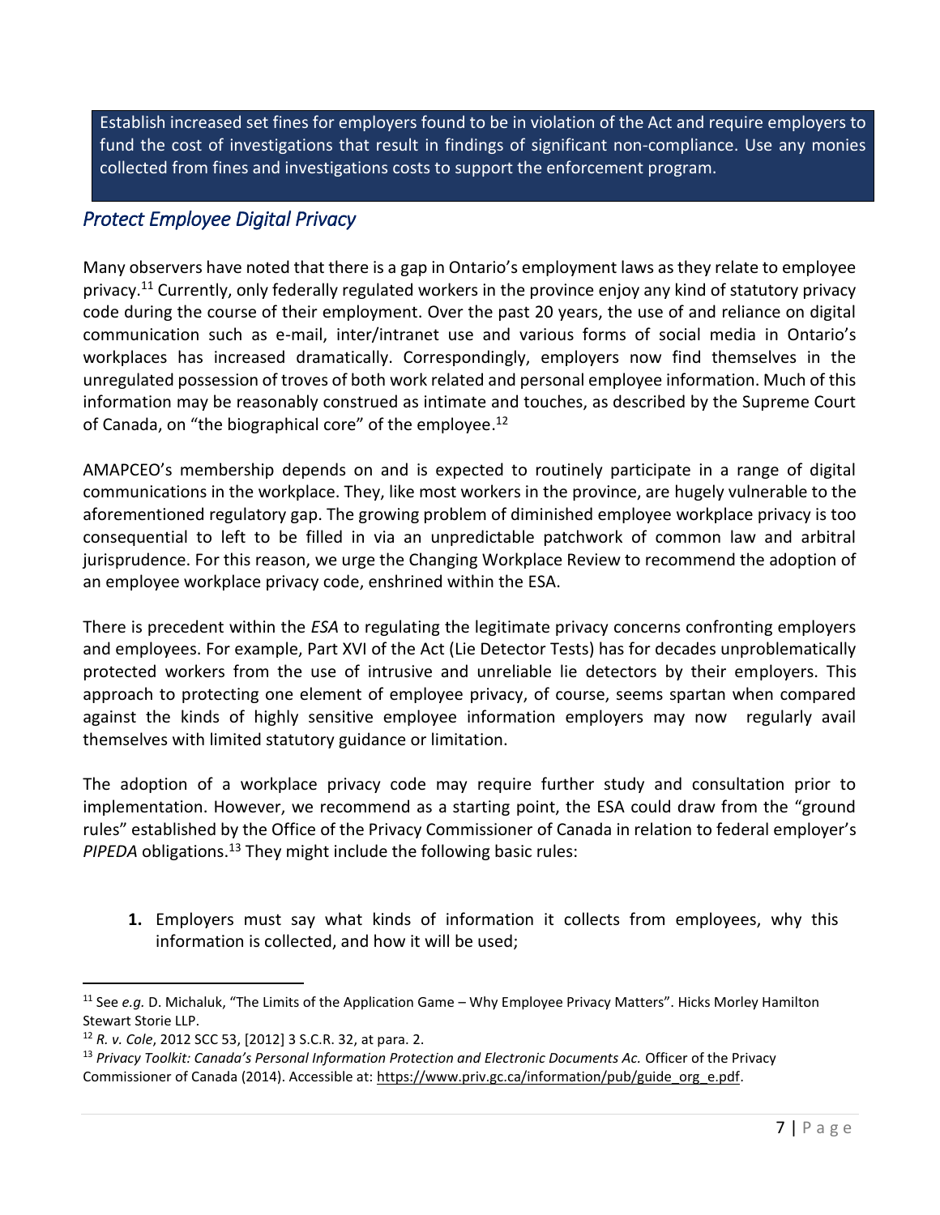Establish increased set fines for employers found to be in violation of the Act and require employers to fund the cost of investigations that result in findings of significant non-compliance. Use any monies collected from fines and investigations costs to support the enforcement program.

## *Protect Employee Digital Privacy*

Many observers have noted that there is a gap in Ontario's employment laws as they relate to employee privacy.[11] Currently, only federally regulated workers in the province enjoy any kind of statutory privacy code during the course of their employment. Over the past 20 years, the use of and reliance on digital communication such as e-mail, inter/intranet use and various forms of social media in Ontario's workplaces has increased dramatically. Correspondingly, employers now find themselves in the unregulated possession of troves of both work related and personal employee information. Much of this information may be reasonably construed as intimate and touches, as described by the Supreme Court of Canada, on "the biographical core" of the employee.[12]

AMAPCEO's membership depends on and is expected to routinely participate in a range of digital communications in the workplace. They, like most workers in the province, are hugely vulnerable to the aforementioned regulatory gap. The growing problem of diminished employee workplace privacy is too consequential to left to be filled in via an unpredictable patchwork of common law and arbitral jurisprudence. For this reason, we urge the Changing Workplace Review to recommend the adoption of an employee workplace privacy code, enshrined within the ESA.

There is precedent within the *ESA* to regulating the legitimate privacy concerns confronting employers and employees. For example, Part XVI of the Act (Lie Detector Tests) has for decades unproblematically protected workers from the use of intrusive and unreliable lie detectors by their employers. This approach to protecting one element of employee privacy, of course, seems spartan when compared against the kinds of highly sensitive employee information employers may now regularly avail themselves with limited statutory guidance or limitation.

The adoption of a workplace privacy code may require further study and consultation prior to implementation. However, we recommend as a starting point, the ESA could draw from the "ground rules" established by the Office of the Privacy Commissioner of Canada in relation to federal employer's *PIPEDA* obligations.[13] They might include the following basic rules:

1. Employers must say what kinds of information it collects from employees, why this information is collected, and how it will be used;

---

[11] See *e.g.* D. Michaluk, "The Limits of the Application Game – Why Employee Privacy Matters". Hicks Morley Hamilton Stewart Storie LLP.

[12] *R. v. Cole*, 2012 SCC 53, [2012] 3 S.C.R. 32, at para. 2.

[13] *Privacy Toolkit: Canada's Personal Information Protection and Electronic Documents Ac.* Officer of the Privacy Commissioner of Canada (2014). Accessible at: https://www.priv.gc.ca/information/pub/guide_org_e.pdf.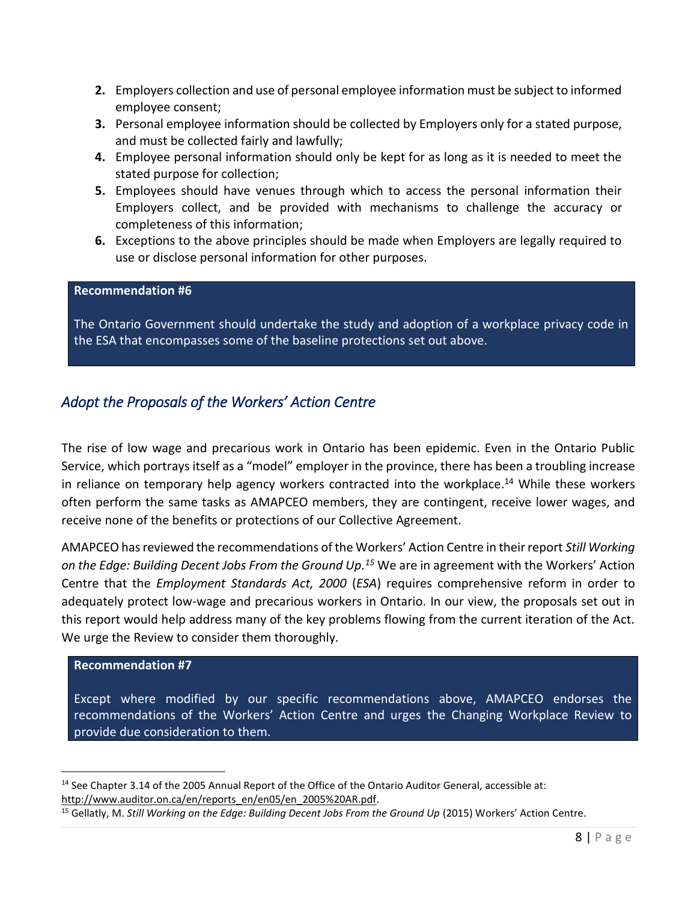2. Employers collection and use of personal employee information must be subject to informed employee consent;
3. Personal employee information should be collected by Employers only for a stated purpose, and must be collected fairly and lawfully;
4. Employee personal information should only be kept for as long as it is needed to meet the stated purpose for collection;
5. Employees should have venues through which to access the personal information their Employers collect, and be provided with mechanisms to challenge the accuracy or completeness of this information;
6. Exceptions to the above principles should be made when Employers are legally required to use or disclose personal information for other purposes.

**Recommendation #6**

The Ontario Government should undertake the study and adoption of a workplace privacy code in the ESA that encompasses some of the baseline protections set out above.

## *Adopt the Proposals of the Workers' Action Centre*

The rise of low wage and precarious work in Ontario has been epidemic. Even in the Ontario Public Service, which portrays itself as a "model" employer in the province, there has been a troubling increase in reliance on temporary help agency workers contracted into the workplace.[14] While these workers often perform the same tasks as AMAPCEO members, they are contingent, receive lower wages, and receive none of the benefits or protections of our Collective Agreement.

AMAPCEO has reviewed the recommendations of the Workers' Action Centre in their report *Still Working on the Edge: Building Decent Jobs From the Ground Up.*[15] We are in agreement with the Workers' Action Centre that the *Employment Standards Act, 2000* (*ESA*) requires comprehensive reform in order to adequately protect low-wage and precarious workers in Ontario. In our view, the proposals set out in this report would help address many of the key problems flowing from the current iteration of the Act. We urge the Review to consider them thoroughly.

**Recommendation #7**

Except where modified by our specific recommendations above, AMAPCEO endorses the recommendations of the Workers' Action Centre and urges the Changing Workplace Review to provide due consideration to them.

---

[14] See Chapter 3.14 of the 2005 Annual Report of the Office of the Ontario Auditor General, accessible at: http://www.auditor.on.ca/en/reports_en/en05/en_2005%20AR.pdf.

[15] Gellatly, M. *Still Working on the Edge: Building Decent Jobs From the Ground Up* (2015) Workers' Action Centre.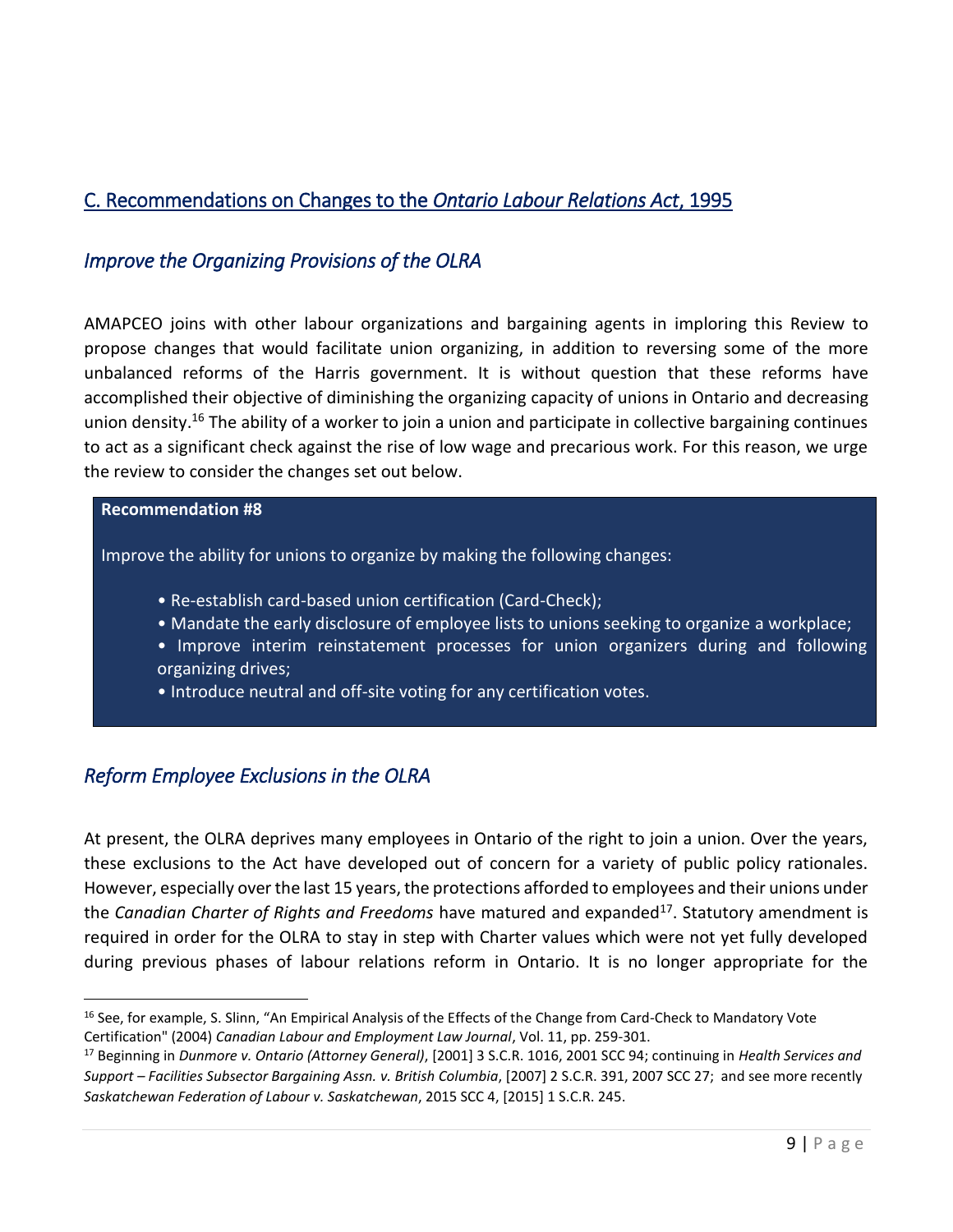## C. Recommendations on Changes to the *Ontario Labour Relations Act*, 1995

### *Improve the Organizing Provisions of the OLRA*

AMAPCEO joins with other labour organizations and bargaining agents in imploring this Review to propose changes that would facilitate union organizing, in addition to reversing some of the more unbalanced reforms of the Harris government. It is without question that these reforms have accomplished their objective of diminishing the organizing capacity of unions in Ontario and decreasing union density.[16] The ability of a worker to join a union and participate in collective bargaining continues to act as a significant check against the rise of low wage and precarious work. For this reason, we urge the review to consider the changes set out below.

> **Recommendation #8**
>
> Improve the ability for unions to organize by making the following changes:
>
> - Re-establish card-based union certification (Card-Check);
> - Mandate the early disclosure of employee lists to unions seeking to organize a workplace;
> - Improve interim reinstatement processes for union organizers during and following organizing drives;
> - Introduce neutral and off-site voting for any certification votes.

### *Reform Employee Exclusions in the OLRA*

At present, the OLRA deprives many employees in Ontario of the right to join a union. Over the years, these exclusions to the Act have developed out of concern for a variety of public policy rationales. However, especially over the last 15 years, the protections afforded to employees and their unions under the *Canadian Charter of Rights and Freedoms* have matured and expanded[17]. Statutory amendment is required in order for the OLRA to stay in step with Charter values which were not yet fully developed during previous phases of labour relations reform in Ontario. It is no longer appropriate for the

---

[16] See, for example, S. Slinn, "An Empirical Analysis of the Effects of the Change from Card-Check to Mandatory Vote Certification" (2004) *Canadian Labour and Employment Law Journal*, Vol. 11, pp. 259-301.

[17] Beginning in *Dunmore v. Ontario (Attorney General)*, [2001] 3 S.C.R. 1016, 2001 SCC 94; continuing in *Health Services and Support – Facilities Subsector Bargaining Assn. v. British Columbia*, [2007] 2 S.C.R. 391, 2007 SCC 27; and see more recently *Saskatchewan Federation of Labour v. Saskatchewan*, 2015 SCC 4, [2015] 1 S.C.R. 245.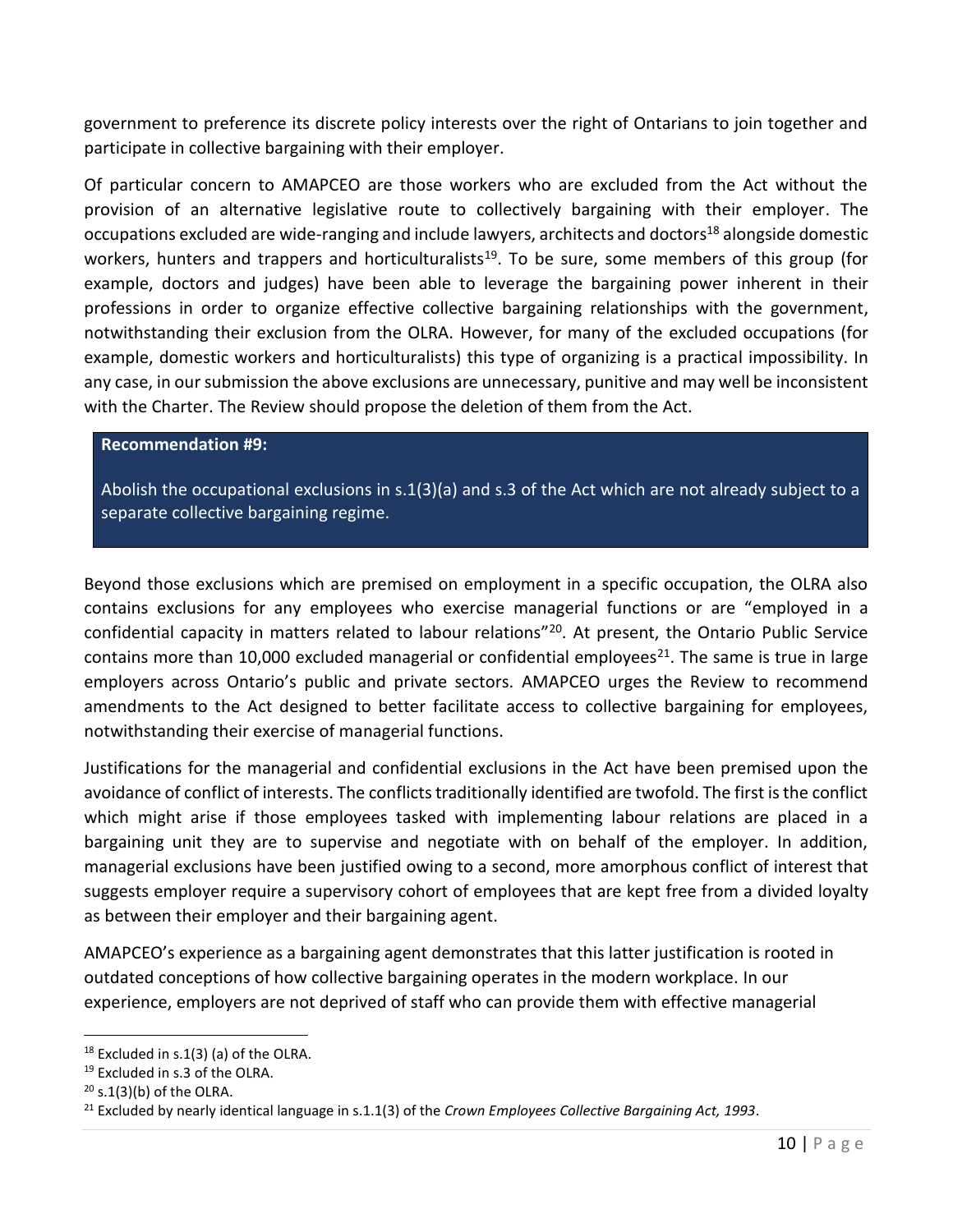government to preference its discrete policy interests over the right of Ontarians to join together and participate in collective bargaining with their employer.

Of particular concern to AMAPCEO are those workers who are excluded from the Act without the provision of an alternative legislative route to collectively bargaining with their employer. The occupations excluded are wide-ranging and include lawyers, architects and doctors[18] alongside domestic workers, hunters and trappers and horticulturalists[19]. To be sure, some members of this group (for example, doctors and judges) have been able to leverage the bargaining power inherent in their professions in order to organize effective collective bargaining relationships with the government, notwithstanding their exclusion from the OLRA. However, for many of the excluded occupations (for example, domestic workers and horticulturalists) this type of organizing is a practical impossibility. In any case, in our submission the above exclusions are unnecessary, punitive and may well be inconsistent with the Charter. The Review should propose the deletion of them from the Act.

> **Recommendation #9:**
>
> Abolish the occupational exclusions in s.1(3)(a) and s.3 of the Act which are not already subject to a separate collective bargaining regime.

Beyond those exclusions which are premised on employment in a specific occupation, the OLRA also contains exclusions for any employees who exercise managerial functions or are "employed in a confidential capacity in matters related to labour relations"[20]. At present, the Ontario Public Service contains more than 10,000 excluded managerial or confidential employees[21]. The same is true in large employers across Ontario's public and private sectors. AMAPCEO urges the Review to recommend amendments to the Act designed to better facilitate access to collective bargaining for employees, notwithstanding their exercise of managerial functions.

Justifications for the managerial and confidential exclusions in the Act have been premised upon the avoidance of conflict of interests. The conflicts traditionally identified are twofold. The first is the conflict which might arise if those employees tasked with implementing labour relations are placed in a bargaining unit they are to supervise and negotiate with on behalf of the employer. In addition, managerial exclusions have been justified owing to a second, more amorphous conflict of interest that suggests employer require a supervisory cohort of employees that are kept free from a divided loyalty as between their employer and their bargaining agent.

AMAPCEO's experience as a bargaining agent demonstrates that this latter justification is rooted in outdated conceptions of how collective bargaining operates in the modern workplace. In our experience, employers are not deprived of staff who can provide them with effective managerial

---

[18] Excluded in s.1(3) (a) of the OLRA.

[19] Excluded in s.3 of the OLRA.

[20] s.1(3)(b) of the OLRA.

[21] Excluded by nearly identical language in s.1.1(3) of the *Crown Employees Collective Bargaining Act, 1993*.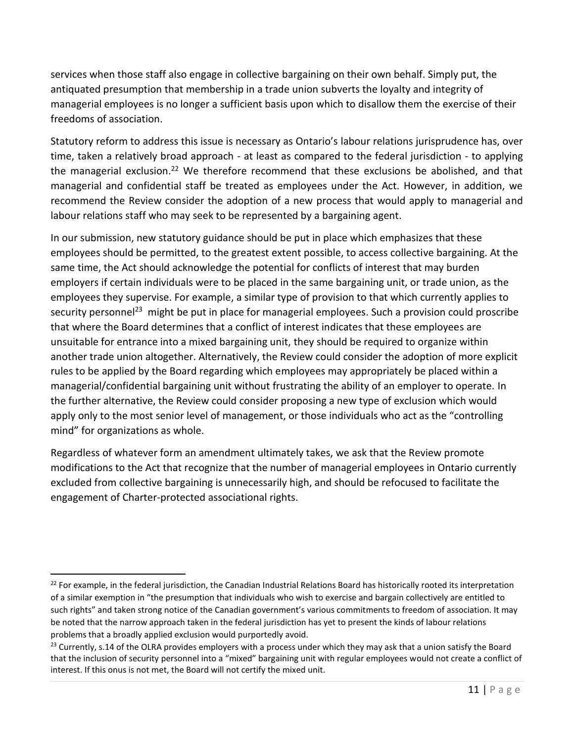services when those staff also engage in collective bargaining on their own behalf. Simply put, the antiquated presumption that membership in a trade union subverts the loyalty and integrity of managerial employees is no longer a sufficient basis upon which to disallow them the exercise of their freedoms of association.

Statutory reform to address this issue is necessary as Ontario's labour relations jurisprudence has, over time, taken a relatively broad approach - at least as compared to the federal jurisdiction - to applying the managerial exclusion.[22] We therefore recommend that these exclusions be abolished, and that managerial and confidential staff be treated as employees under the Act. However, in addition, we recommend the Review consider the adoption of a new process that would apply to managerial and labour relations staff who may seek to be represented by a bargaining agent.

In our submission, new statutory guidance should be put in place which emphasizes that these employees should be permitted, to the greatest extent possible, to access collective bargaining. At the same time, the Act should acknowledge the potential for conflicts of interest that may burden employers if certain individuals were to be placed in the same bargaining unit, or trade union, as the employees they supervise. For example, a similar type of provision to that which currently applies to security personnel[23] might be put in place for managerial employees. Such a provision could proscribe that where the Board determines that a conflict of interest indicates that these employees are unsuitable for entrance into a mixed bargaining unit, they should be required to organize within another trade union altogether. Alternatively, the Review could consider the adoption of more explicit rules to be applied by the Board regarding which employees may appropriately be placed within a managerial/confidential bargaining unit without frustrating the ability of an employer to operate. In the further alternative, the Review could consider proposing a new type of exclusion which would apply only to the most senior level of management, or those individuals who act as the "controlling mind" for organizations as whole.

Regardless of whatever form an amendment ultimately takes, we ask that the Review promote modifications to the Act that recognize that the number of managerial employees in Ontario currently excluded from collective bargaining is unnecessarily high, and should be refocused to facilitate the engagement of Charter-protected associational rights.

---

[22] For example, in the federal jurisdiction, the Canadian Industrial Relations Board has historically rooted its interpretation of a similar exemption in "the presumption that individuals who wish to exercise and bargain collectively are entitled to such rights" and taken strong notice of the Canadian government's various commitments to freedom of association. It may be noted that the narrow approach taken in the federal jurisdiction has yet to present the kinds of labour relations problems that a broadly applied exclusion would purportedly avoid.

[23] Currently, s.14 of the OLRA provides employers with a process under which they may ask that a union satisfy the Board that the inclusion of security personnel into a "mixed" bargaining unit with regular employees would not create a conflict of interest. If this onus is not met, the Board will not certify the mixed unit.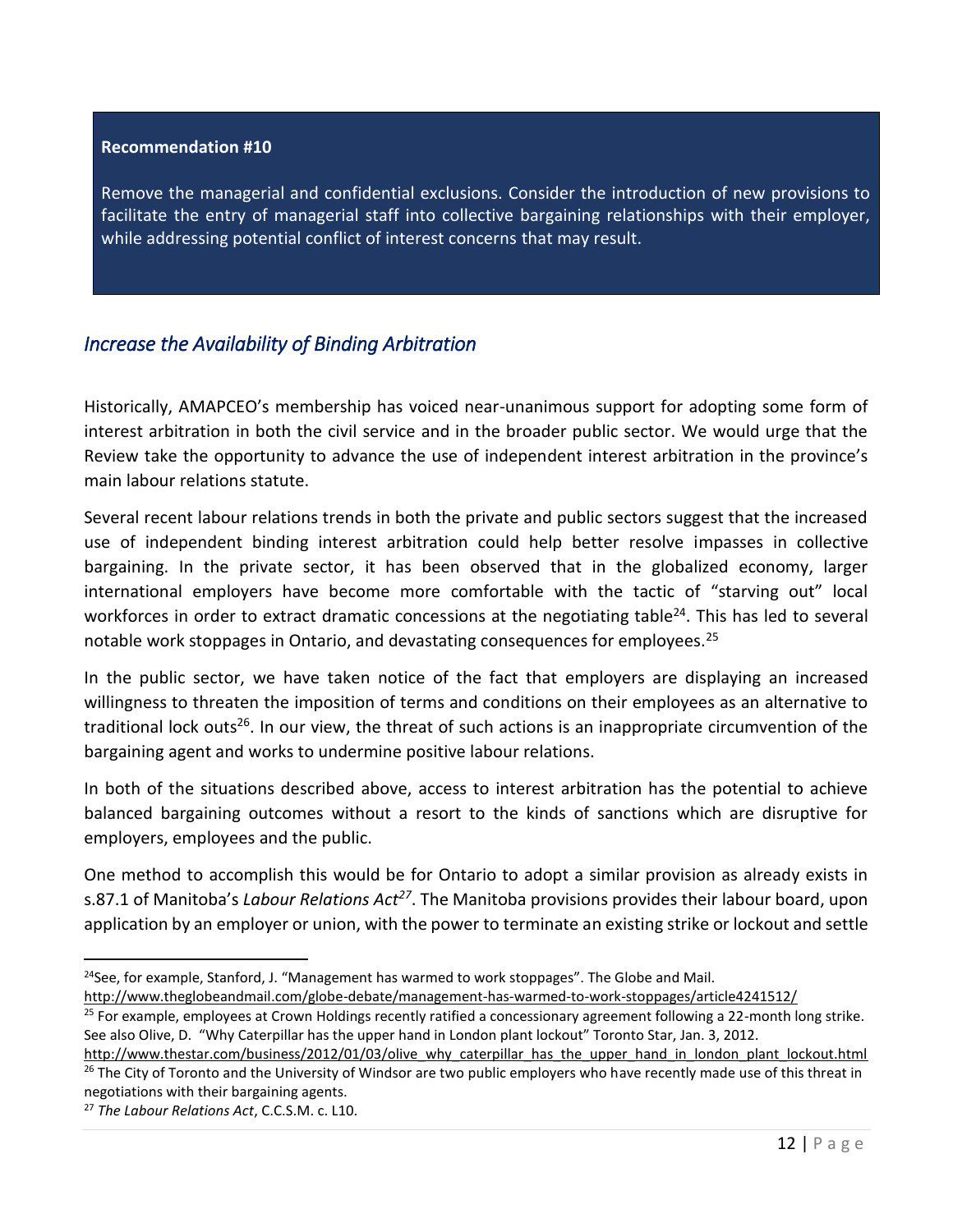**Recommendation #10**

Remove the managerial and confidential exclusions. Consider the introduction of new provisions to facilitate the entry of managerial staff into collective bargaining relationships with their employer, while addressing potential conflict of interest concerns that may result.

## *Increase the Availability of Binding Arbitration*

Historically, AMAPCEO's membership has voiced near-unanimous support for adopting some form of interest arbitration in both the civil service and in the broader public sector. We would urge that the Review take the opportunity to advance the use of independent interest arbitration in the province's main labour relations statute.

Several recent labour relations trends in both the private and public sectors suggest that the increased use of independent binding interest arbitration could help better resolve impasses in collective bargaining. In the private sector, it has been observed that in the globalized economy, larger international employers have become more comfortable with the tactic of "starving out" local workforces in order to extract dramatic concessions at the negotiating table[24]. This has led to several notable work stoppages in Ontario, and devastating consequences for employees.[25]

In the public sector, we have taken notice of the fact that employers are displaying an increased willingness to threaten the imposition of terms and conditions on their employees as an alternative to traditional lock outs[26]. In our view, the threat of such actions is an inappropriate circumvention of the bargaining agent and works to undermine positive labour relations.

In both of the situations described above, access to interest arbitration has the potential to achieve balanced bargaining outcomes without a resort to the kinds of sanctions which are disruptive for employers, employees and the public.

One method to accomplish this would be for Ontario to adopt a similar provision as already exists in s.87.1 of Manitoba's *Labour Relations Act*[27]. The Manitoba provisions provides their labour board, upon application by an employer or union, with the power to terminate an existing strike or lockout and settle

---

[24] See, for example, Stanford, J. "Management has warmed to work stoppages". The Globe and Mail. http://www.theglobeandmail.com/globe-debate/management-has-warmed-to-work-stoppages/article4241512/

[25] For example, employees at Crown Holdings recently ratified a concessionary agreement following a 22-month long strike. See also Olive, D. "Why Caterpillar has the upper hand in London plant lockout" Toronto Star, Jan. 3, 2012. http://www.thestar.com/business/2012/01/03/olive_why_caterpillar_has_the_upper_hand_in_london_plant_lockout.html

[26] The City of Toronto and the University of Windsor are two public employers who have recently made use of this threat in negotiations with their bargaining agents.

[27] *The Labour Relations Act*, C.C.S.M. c. L10.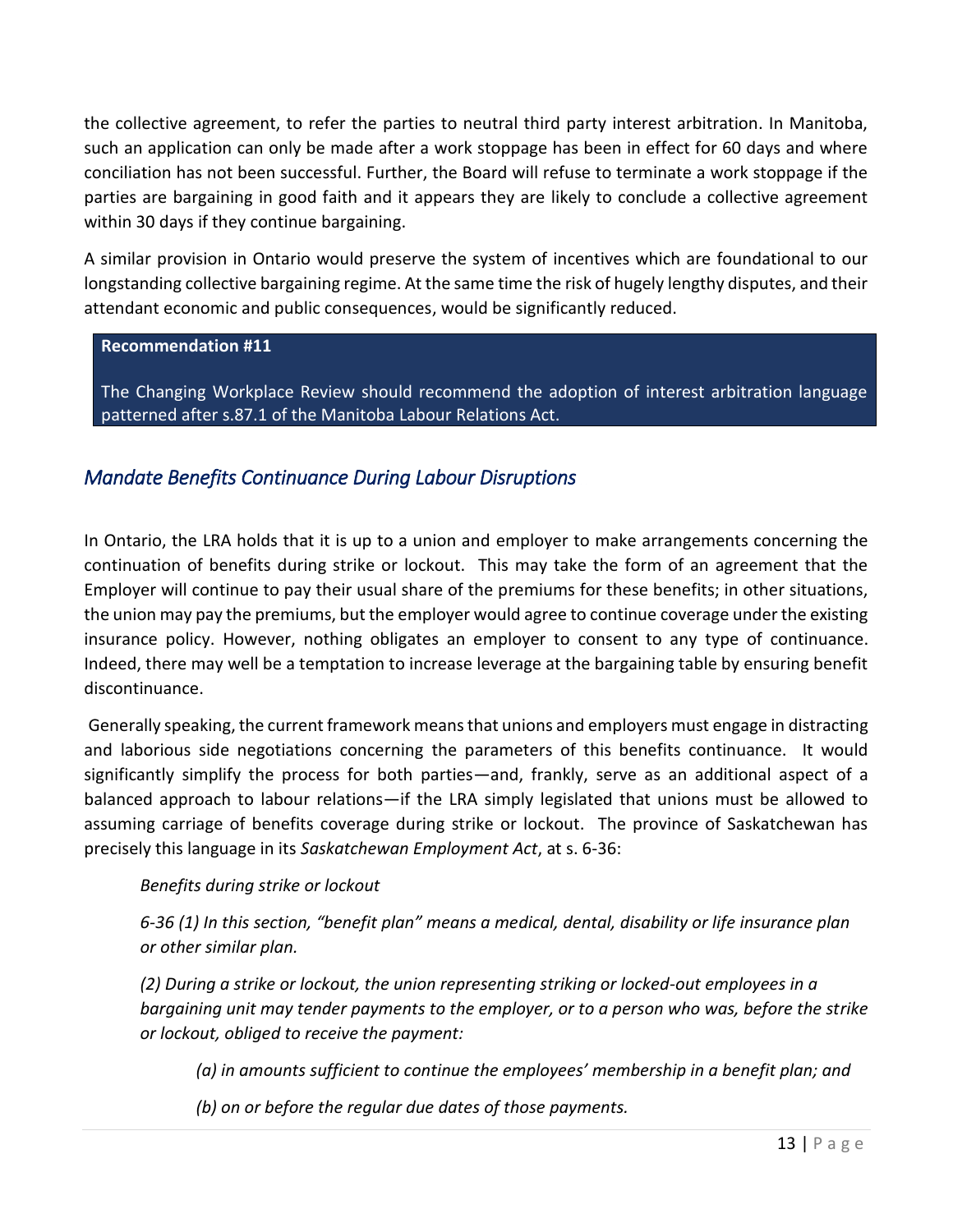the collective agreement, to refer the parties to neutral third party interest arbitration. In Manitoba, such an application can only be made after a work stoppage has been in effect for 60 days and where conciliation has not been successful. Further, the Board will refuse to terminate a work stoppage if the parties are bargaining in good faith and it appears they are likely to conclude a collective agreement within 30 days if they continue bargaining.

A similar provision in Ontario would preserve the system of incentives which are foundational to our longstanding collective bargaining regime. At the same time the risk of hugely lengthy disputes, and their attendant economic and public consequences, would be significantly reduced.

> **Recommendation #11**
>
> The Changing Workplace Review should recommend the adoption of interest arbitration language patterned after s.87.1 of the Manitoba Labour Relations Act.

## *Mandate Benefits Continuance During Labour Disruptions*

In Ontario, the LRA holds that it is up to a union and employer to make arrangements concerning the continuation of benefits during strike or lockout. This may take the form of an agreement that the Employer will continue to pay their usual share of the premiums for these benefits; in other situations, the union may pay the premiums, but the employer would agree to continue coverage under the existing insurance policy. However, nothing obligates an employer to consent to any type of continuance. Indeed, there may well be a temptation to increase leverage at the bargaining table by ensuring benefit discontinuance.

Generally speaking, the current framework means that unions and employers must engage in distracting and laborious side negotiations concerning the parameters of this benefits continuance. It would significantly simplify the process for both parties—and, frankly, serve as an additional aspect of a balanced approach to labour relations—if the LRA simply legislated that unions must be allowed to assuming carriage of benefits coverage during strike or lockout. The province of Saskatchewan has precisely this language in its *Saskatchewan Employment Act*, at s. 6-36:

> *Benefits during strike or lockout*
>
> *6-36 (1) In this section, "benefit plan" means a medical, dental, disability or life insurance plan or other similar plan.*
>
> *(2) During a strike or lockout, the union representing striking or locked-out employees in a bargaining unit may tender payments to the employer, or to a person who was, before the strike or lockout, obliged to receive the payment:*
>
> > *(a) in amounts sufficient to continue the employees' membership in a benefit plan; and*
> >
> > *(b) on or before the regular due dates of those payments.*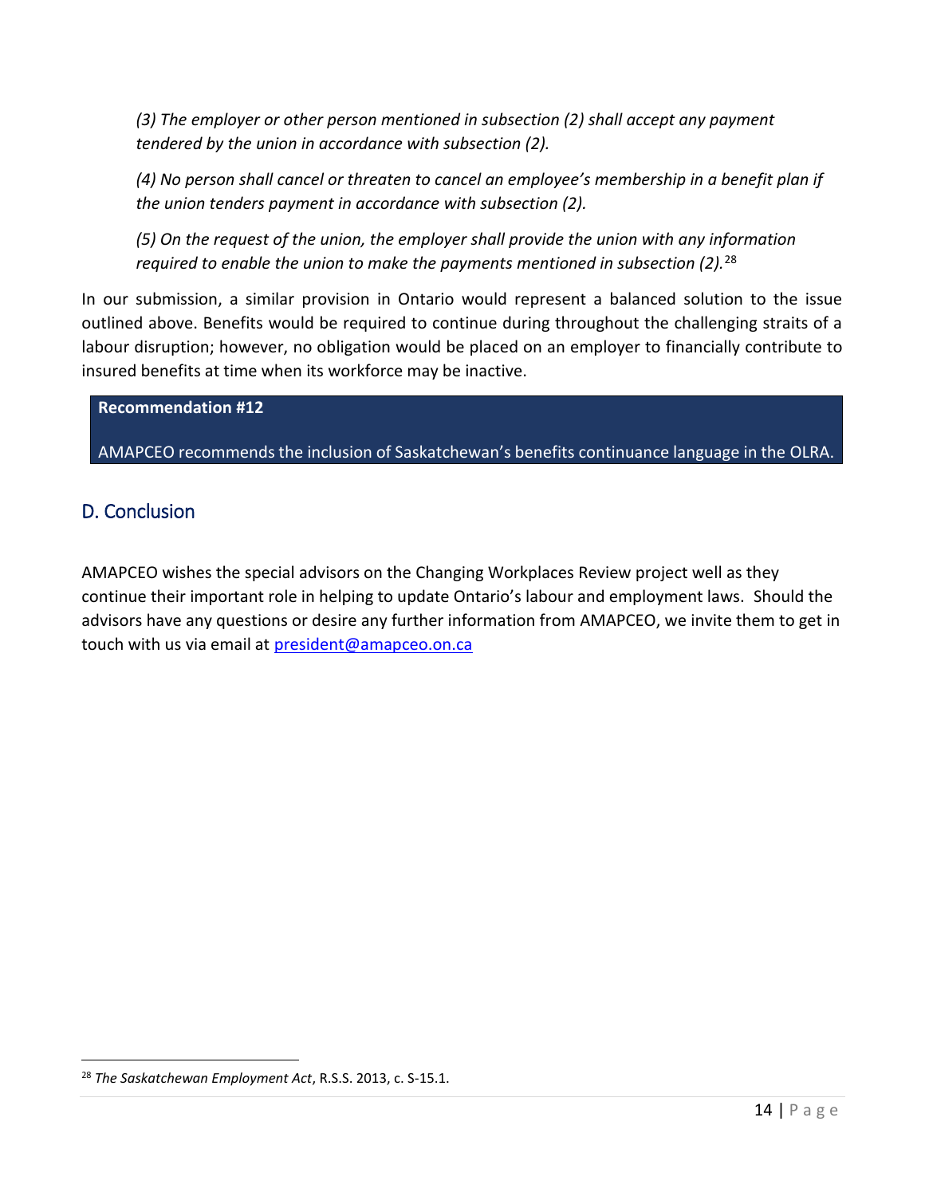*(3) The employer or other person mentioned in subsection (2) shall accept any payment tendered by the union in accordance with subsection (2).*

*(4) No person shall cancel or threaten to cancel an employee's membership in a benefit plan if the union tenders payment in accordance with subsection (2).*

*(5) On the request of the union, the employer shall provide the union with any information required to enable the union to make the payments mentioned in subsection (2).*[28]

In our submission, a similar provision in Ontario would represent a balanced solution to the issue outlined above. Benefits would be required to continue during throughout the challenging straits of a labour disruption; however, no obligation would be placed on an employer to financially contribute to insured benefits at time when its workforce may be inactive.

**Recommendation #12**

AMAPCEO recommends the inclusion of Saskatchewan's benefits continuance language in the OLRA.

## D. Conclusion

AMAPCEO wishes the special advisors on the Changing Workplaces Review project well as they continue their important role in helping to update Ontario's labour and employment laws. Should the advisors have any questions or desire any further information from AMAPCEO, we invite them to get in touch with us via email at president@amapceo.on.ca

[28] *The Saskatchewan Employment Act*, R.S.S. 2013, c. S-15.1.